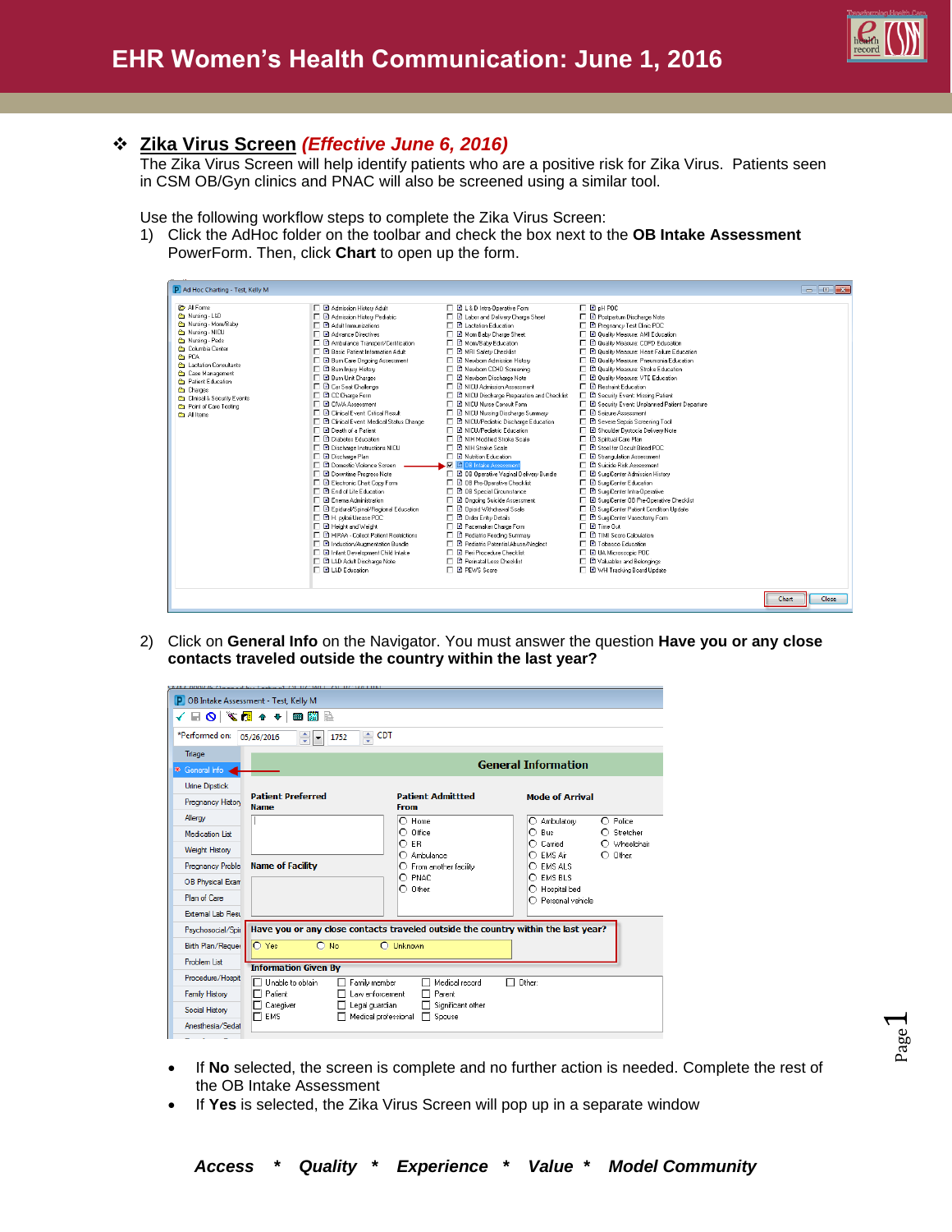# EHR Women's Health Communication: June 1, 2016

## Zika Virus Screen *(Effective June 6, 2016)*

The Zika Virus Screen will help identify patients who are a positive risk for Zika Virus. Patients seen in CSM OB/Gyn clinics and PNAC will also be screened using a similar tool.

Use the following workflow steps to complete the Zika Virus Screen:

1) Click the AdHoc folder on the toolbar and check the box next to the **OB Intake Assessment** PowerForm. Then, click **Chart** to open up the form.

2) Click on **General Info** on the Navigator. You must answer the question **Have you or any close contacts traveled outside the country within the last year?**

- If **No** selected, the screen is complete and no further action is needed. Complete the rest of the OB Intake Assessment
- If **Yes** is selected, the Zika Virus Screen will pop up in a separate window

***Access * Quality * Experience * Value * Model Community***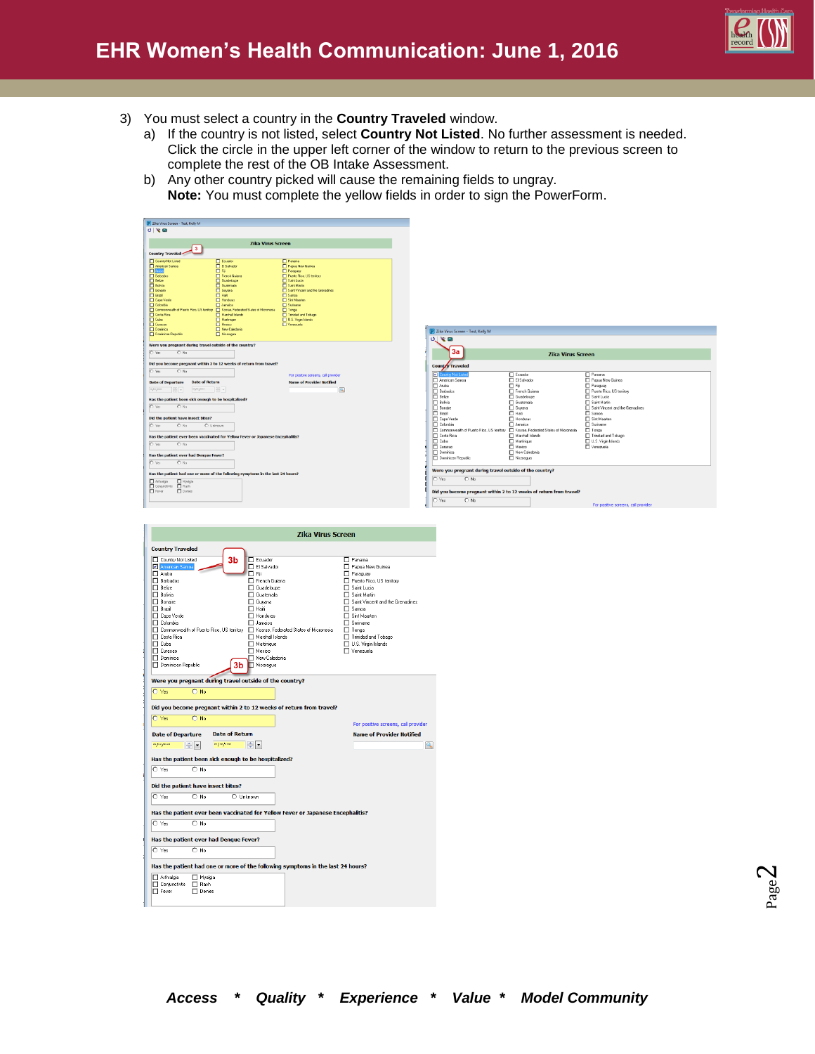3) You must select a country in the **Country Traveled** window.
   a) If the country is not listed, select **Country Not Listed**. No further assessment is needed. Click the circle in the upper left corner of the window to return to the previous screen to complete the rest of the OB Intake Assessment.
   b) Any other country picked will cause the remaining fields to ungray.
   **Note:** You must complete the yellow fields in order to sign the PowerForm.

*Access * Quality * Experience * Value * Model Community*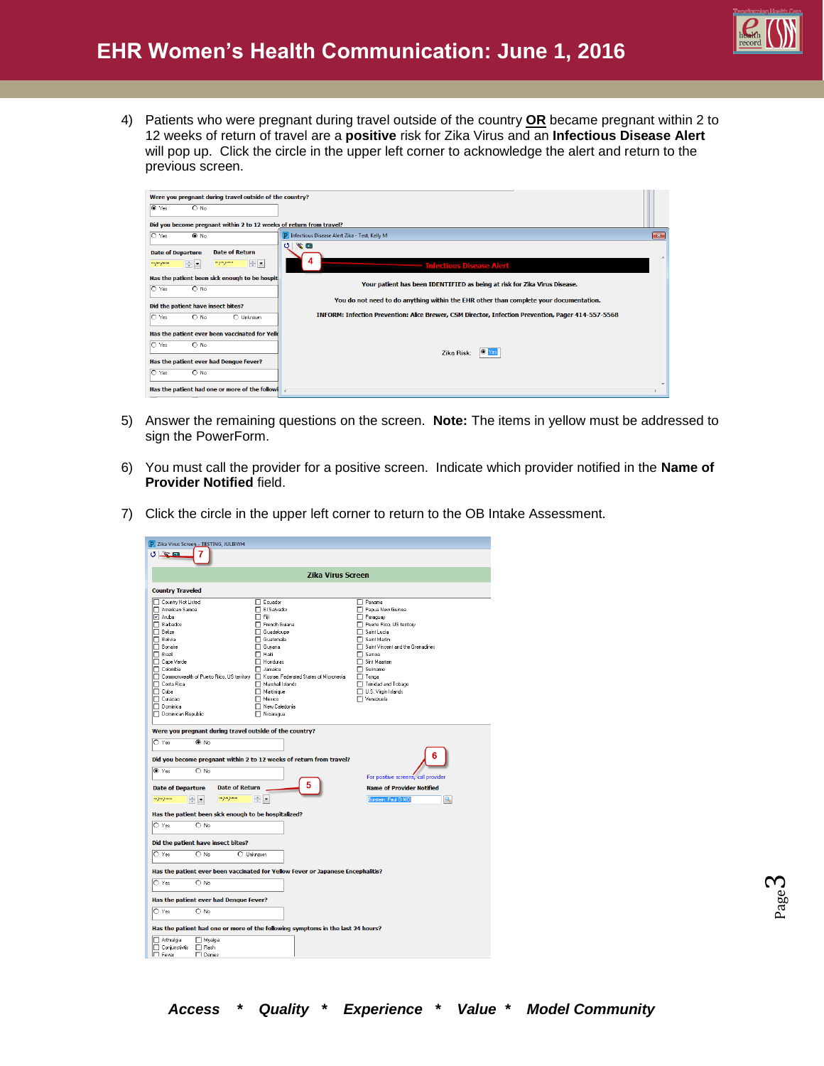4) Patients who were pregnant during travel outside of the country **OR** became pregnant within 2 to 12 weeks of return of travel are a **positive** risk for Zika Virus and an **Infectious Disease Alert** will pop up. Click the circle in the upper left corner to acknowledge the alert and return to the previous screen.

5) Answer the remaining questions on the screen. **Note:** The items in yellow must be addressed to sign the PowerForm.

6) You must call the provider for a positive screen. Indicate which provider notified in the **Name of Provider Notified** field.

7) Click the circle in the upper left corner to return to the OB Intake Assessment.

***Access * Quality * Experience * Value * Model Community***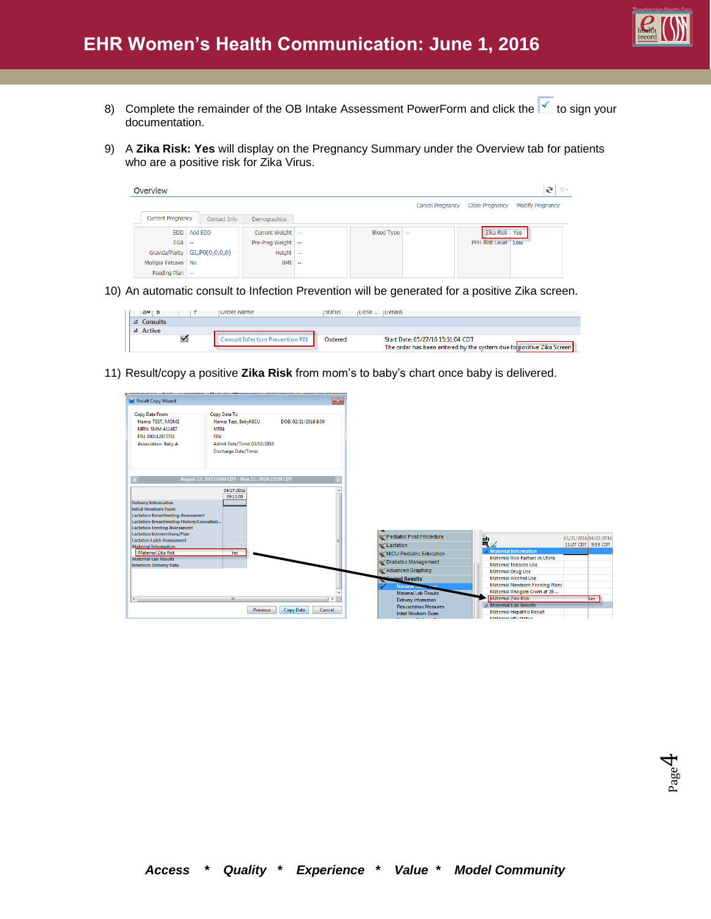8) Complete the remainder of the OB Intake Assessment PowerForm and click the ✓ to sign your documentation.

9) A **Zika Risk: Yes** will display on the Pregnancy Summary under the Overview tab for patients who are a positive risk for Zika Virus.

10) An automatic consult to Infection Prevention will be generated for a positive Zika screen.

11) Result/copy a positive **Zika Risk** from mom's to baby's chart once baby is delivered.

***Access * Quality * Experience * Value * Model Community***